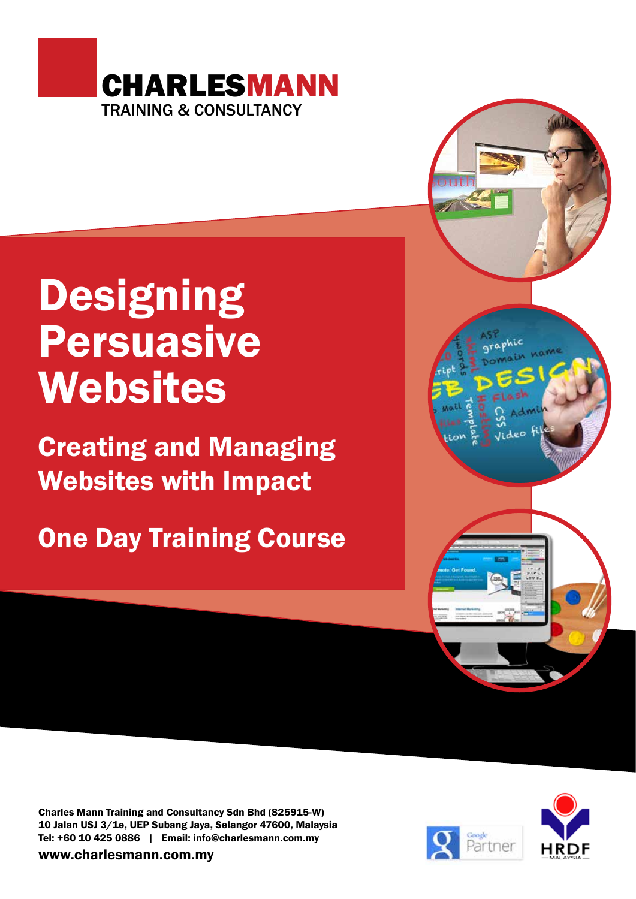**CHARLESMANN**
TRAINING & CONSULTANCY

# Designing Persuasive Websites

## Creating and Managing Websites with Impact

## One Day Training Course

**Charles Mann Training and Consultancy Sdn Bhd (825915-W)**
**10 Jalan USJ 3/1e, UEP Subang Jaya, Selangor 47600, Malaysia**
**Tel: +60 10 425 0886 | Email: info@charlesmann.com.my**

**www.charlesmann.com.my**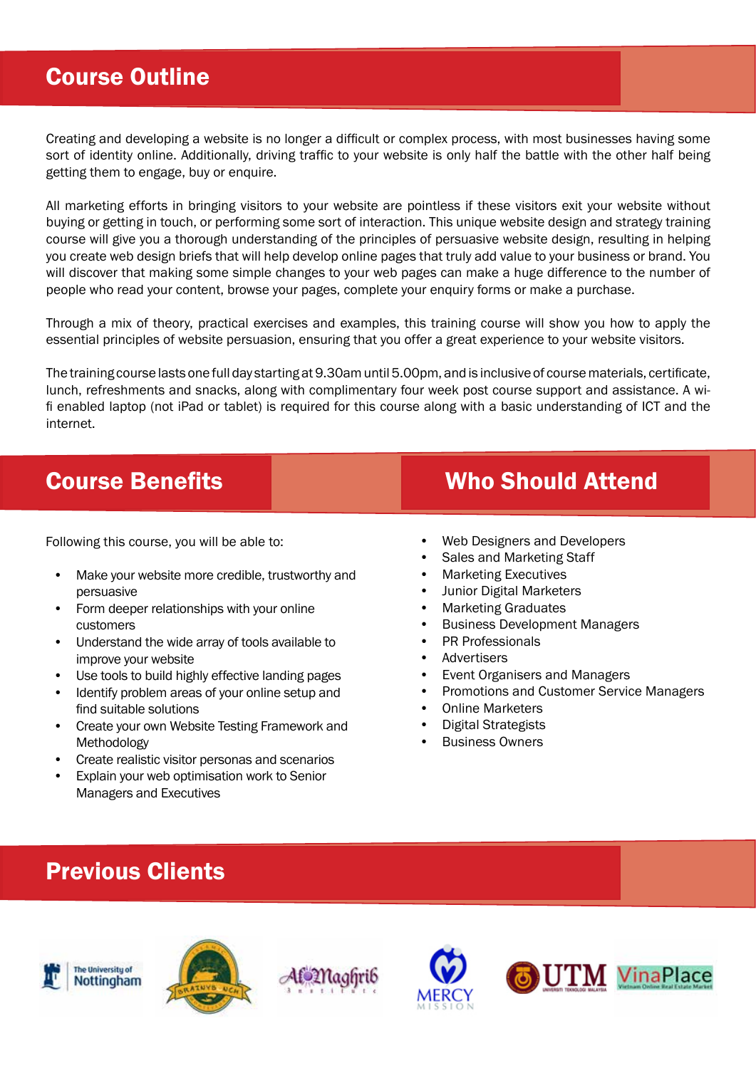## Course Outline

Creating and developing a website is no longer a difficult or complex process, with most businesses having some sort of identity online. Additionally, driving traffic to your website is only half the battle with the other half being getting them to engage, buy or enquire.

All marketing efforts in bringing visitors to your website are pointless if these visitors exit your website without buying or getting in touch, or performing some sort of interaction. This unique website design and strategy training course will give you a thorough understanding of the principles of persuasive website design, resulting in helping you create web design briefs that will help develop online pages that truly add value to your business or brand. You will discover that making some simple changes to your web pages can make a huge difference to the number of people who read your content, browse your pages, complete your enquiry forms or make a purchase.

Through a mix of theory, practical exercises and examples, this training course will show you how to apply the essential principles of website persuasion, ensuring that you offer a great experience to your website visitors.

The training course lasts one full day starting at 9.30am until 5.00pm, and is inclusive of course materials, certificate, lunch, refreshments and snacks, along with complimentary four week post course support and assistance. A wi-fi enabled laptop (not iPad or tablet) is required for this course along with a basic understanding of ICT and the internet.

## Course Benefits

Following this course, you will be able to:

- Make your website more credible, trustworthy and persuasive
- Form deeper relationships with your online customers
- Understand the wide array of tools available to improve your website
- Use tools to build highly effective landing pages
- Identify problem areas of your online setup and find suitable solutions
- Create your own Website Testing Framework and Methodology
- Create realistic visitor personas and scenarios
- Explain your web optimisation work to Senior Managers and Executives

## Who Should Attend

- Web Designers and Developers
- Sales and Marketing Staff
- Marketing Executives
- Junior Digital Marketers
- Marketing Graduates
- Business Development Managers
- PR Professionals
- Advertisers
- Event Organisers and Managers
- Promotions and Customer Service Managers
- Online Marketers
- Digital Strategists
- Business Owners

## Previous Clients

The University of Nottingham, Brainybunch, Al-Maghrib Institute, Mercy Mission, UTM Universiti Teknologi Malaysia, VinaPlace Vietnam Online Real Estate Market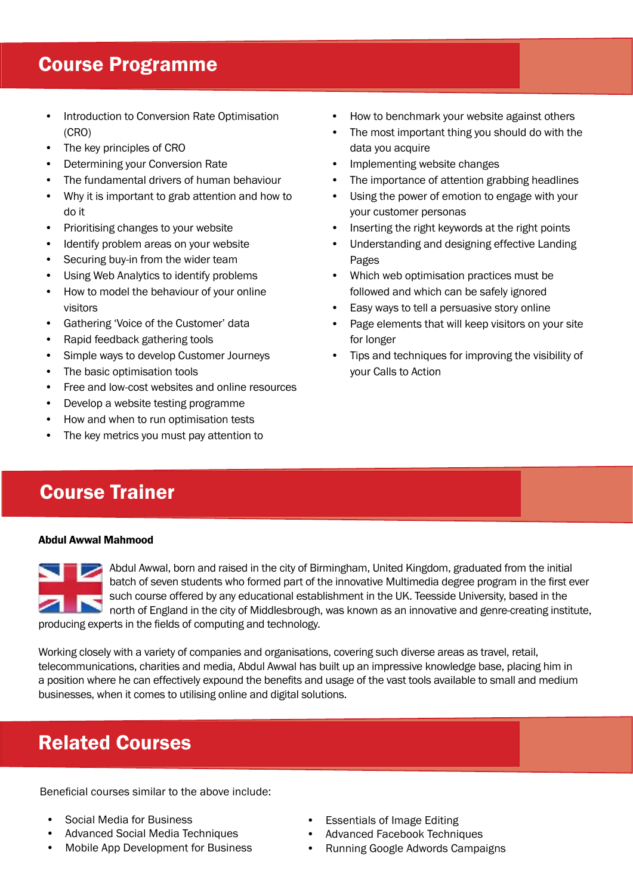## Course Programme

- Introduction to Conversion Rate Optimisation (CRO)
- The key principles of CRO
- Determining your Conversion Rate
- The fundamental drivers of human behaviour
- Why it is important to grab attention and how to do it
- Prioritising changes to your website
- Identify problem areas on your website
- Securing buy-in from the wider team
- Using Web Analytics to identify problems
- How to model the behaviour of your online visitors
- Gathering 'Voice of the Customer' data
- Rapid feedback gathering tools
- Simple ways to develop Customer Journeys
- The basic optimisation tools
- Free and low-cost websites and online resources
- Develop a website testing programme
- How and when to run optimisation tests
- The key metrics you must pay attention to
- How to benchmark your website against others
- The most important thing you should do with the data you acquire
- Implementing website changes
- The importance of attention grabbing headlines
- Using the power of emotion to engage with your your customer personas
- Inserting the right keywords at the right points
- Understanding and designing effective Landing Pages
- Which web optimisation practices must be followed and which can be safely ignored
- Easy ways to tell a persuasive story online
- Page elements that will keep visitors on your site for longer
- Tips and techniques for improving the visibility of your Calls to Action

## Course Trainer

**Abdul Awwal Mahmood**

Abdul Awwal, born and raised in the city of Birmingham, United Kingdom, graduated from the initial batch of seven students who formed part of the innovative Multimedia degree program in the first ever such course offered by any educational establishment in the UK. Teesside University, based in the north of England in the city of Middlesbrough, was known as an innovative and genre-creating institute, producing experts in the fields of computing and technology.

Working closely with a variety of companies and organisations, covering such diverse areas as travel, retail, telecommunications, charities and media, Abdul Awwal has built up an impressive knowledge base, placing him in a position where he can effectively expound the benefits and usage of the vast tools available to small and medium businesses, when it comes to utilising online and digital solutions.

## Related Courses

Beneficial courses similar to the above include:

- Social Media for Business
- Advanced Social Media Techniques
- Mobile App Development for Business
- Essentials of Image Editing
- Advanced Facebook Techniques
- Running Google Adwords Campaigns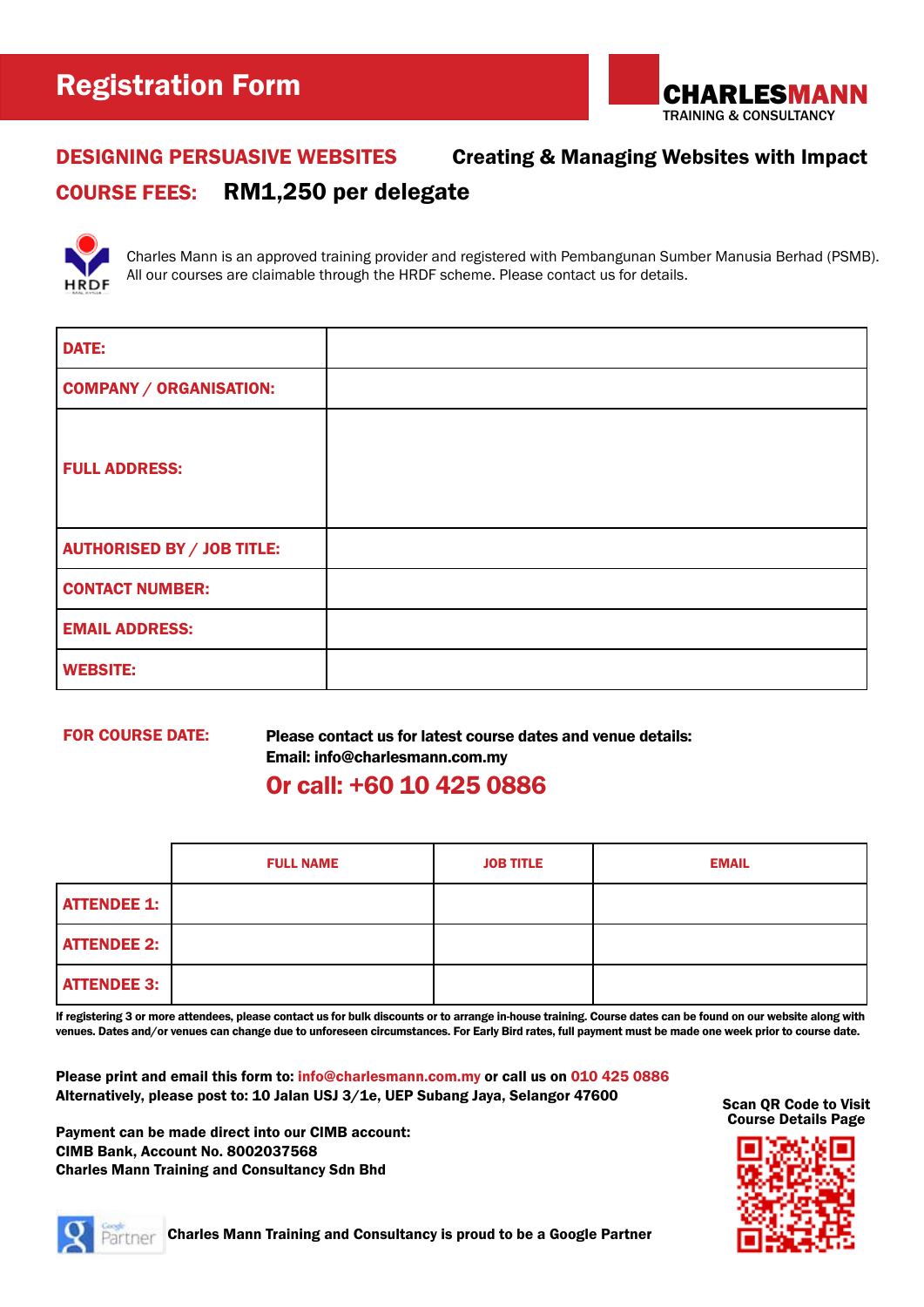# Registration Form

**CHARLESMANN**
TRAINING & CONSULTANCY

## DESIGNING PERSUASIVE WEBSITES

**Creating & Managing Websites with Impact**

## COURSE FEES: RM1,250 per delegate

HRDF

Charles Mann is an approved training provider and registered with Pembangunan Sumber Manusia Berhad (PSMB). All our courses are claimable through the HRDF scheme. Please contact us for details.

| | |
|---|---|
| **DATE:** | |
| **COMPANY / ORGANISATION:** | |
| **FULL ADDRESS:** | |
| **AUTHORISED BY / JOB TITLE:** | |
| **CONTACT NUMBER:** | |
| **EMAIL ADDRESS:** | |
| **WEBSITE:** | |

**FOR COURSE DATE:**

**Please contact us for latest course dates and venue details:**
**Email: info@charlesmann.com.my**
**Or call: +60 10 425 0886**

| | FULL NAME | JOB TITLE | EMAIL |
|---|---|---|---|
| **ATTENDEE 1:** | | | |
| **ATTENDEE 2:** | | | |
| **ATTENDEE 3:** | | | |

**If registering 3 or more attendees, please contact us for bulk discounts or to arrange in-house training. Course dates can be found on our website along with venues. Dates and/or venues can change due to unforeseen circumstances. For Early Bird rates, full payment must be made one week prior to course date.**

**Please print and email this form to: info@charlesmann.com.my or call us on 010 425 0886**
**Alternatively, please post to: 10 Jalan USJ 3/1e, UEP Subang Jaya, Selangor 47600**

**Payment can be made direct into our CIMB account:**
**CIMB Bank, Account No. 8002037568**
**Charles Mann Training and Consultancy Sdn Bhd**

**Scan QR Code to Visit Course Details Page**

Google Partner **Charles Mann Training and Consultancy is proud to be a Google Partner**